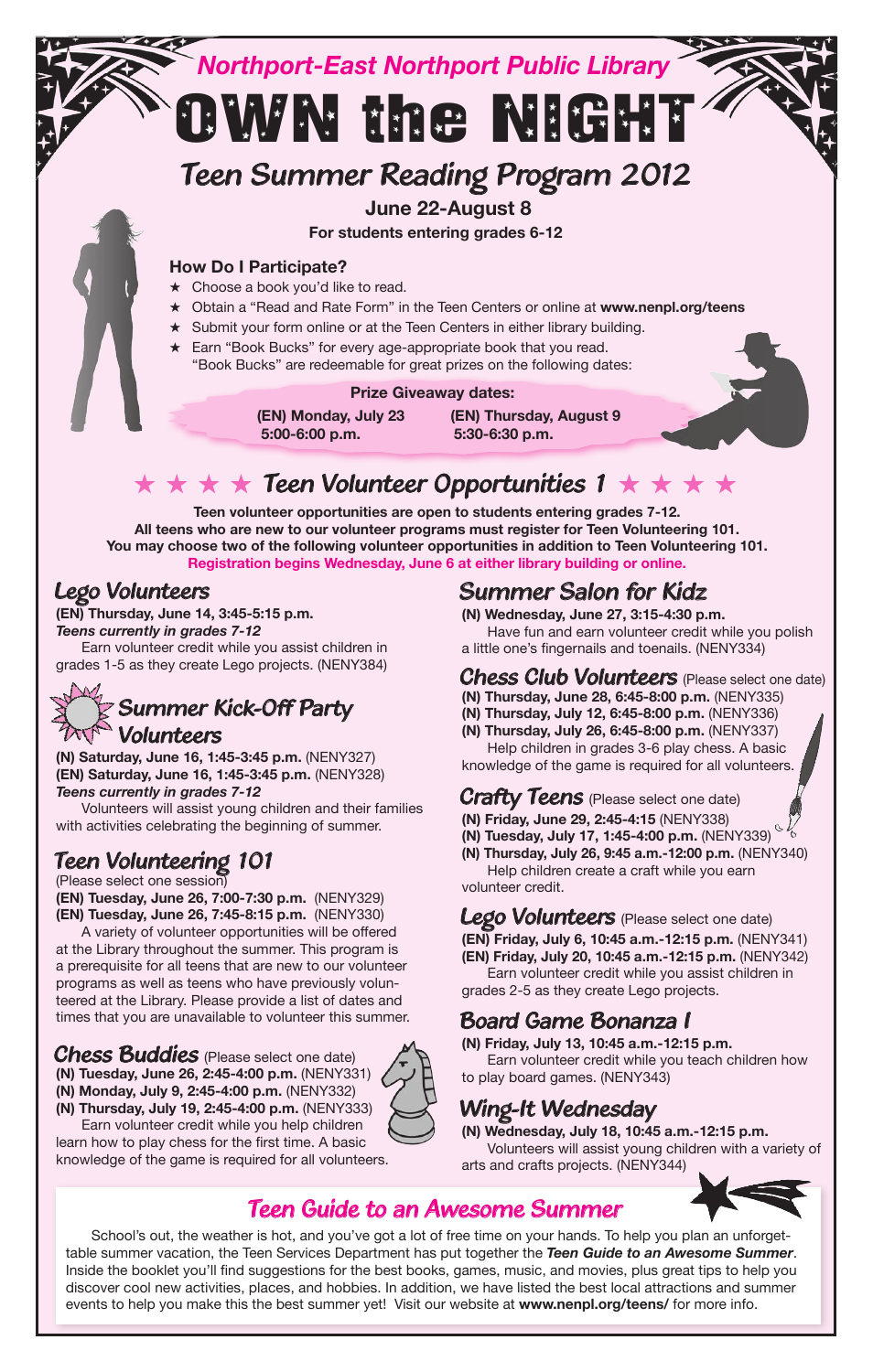## Northport-East Northport Public Library

# OWN the NIGHT

## Teen Summer Reading Program 2012

**June 22-August 8**

**For students entering grades 6-12**

### How Do I Participate?

- ★ Choose a book you'd like to read.
- ★ Obtain a "Read and Rate Form" in the Teen Centers or online at **www.nenpl.org/teens**
- ★ Submit your form online or at the Teen Centers in either library building.
- ★ Earn "Book Bucks" for every age-appropriate book that you read. "Book Bucks" are redeemable for great prizes on the following dates:

**Prize Giveaway dates:**

**(EN) Monday, July 23 5:00-6:00 p.m.**

**(EN) Thursday, August 9 5:30-6:30 p.m.**

## ★ ★ ★ ★ Teen Volunteer Opportunities 1 ★ ★ ★ ★

**Teen volunteer opportunities are open to students entering grades 7-12. All teens who are new to our volunteer programs must register for Teen Volunteering 101. You may choose two of the following volunteer opportunities in addition to Teen Volunteering 101.**
**Registration begins Wednesday, June 6 at either library building or online.**

### Lego Volunteers

**(EN) Thursday, June 14, 3:45-5:15 p.m.**
***Teens currently in grades 7-12***

Earn volunteer credit while you assist children in grades 1-5 as they create Lego projects. (NENY384)

### Summer Kick-Off Party Volunteers

**(N) Saturday, June 16, 1:45-3:45 p.m.** (NENY327)
**(EN) Saturday, June 16, 1:45-3:45 p.m.** (NENY328)
***Teens currently in grades 7-12***

Volunteers will assist young children and their families with activities celebrating the beginning of summer.

### Teen Volunteering 101

(Please select one session)
**(EN) Tuesday, June 26, 7:00-7:30 p.m.** (NENY329)
**(EN) Tuesday, June 26, 7:45-8:15 p.m.** (NENY330)

A variety of volunteer opportunities will be offered at the Library throughout the summer. This program is a prerequisite for all teens that are new to our volunteer programs as well as teens who have previously volunteered at the Library. Please provide a list of dates and times that you are unavailable to volunteer this summer.

### Chess Buddies (Please select one date)

**(N) Tuesday, June 26, 2:45-4:00 p.m.** (NENY331)
**(N) Monday, July 9, 2:45-4:00 p.m.** (NENY332)
**(N) Thursday, July 19, 2:45-4:00 p.m.** (NENY333)

Earn volunteer credit while you help children learn how to play chess for the first time. A basic knowledge of the game is required for all volunteers.

### Summer Salon for Kidz

**(N) Wednesday, June 27, 3:15-4:30 p.m.**

Have fun and earn volunteer credit while you polish a little one's fingernails and toenails. (NENY334)

### Chess Club Volunteers (Please select one date)

**(N) Thursday, June 28, 6:45-8:00 p.m.** (NENY335)
**(N) Thursday, July 12, 6:45-8:00 p.m.** (NENY336)
**(N) Thursday, July 26, 6:45-8:00 p.m.** (NENY337)

Help children in grades 3-6 play chess. A basic knowledge of the game is required for all volunteers.

### Crafty Teens (Please select one date)

**(N) Friday, June 29, 2:45-4:15** (NENY338)
**(N) Tuesday, July 17, 1:45-4:00 p.m.** (NENY339)
**(N) Thursday, July 26, 9:45 a.m.-12:00 p.m.** (NENY340)

Help children create a craft while you earn volunteer credit.

### Lego Volunteers (Please select one date)

**(EN) Friday, July 6, 10:45 a.m.-12:15 p.m.** (NENY341)
**(EN) Friday, July 20, 10:45 a.m.-12:15 p.m.** (NENY342)

Earn volunteer credit while you assist children in grades 2-5 as they create Lego projects.

### Board Game Bonanza I

**(N) Friday, July 13, 10:45 a.m.-12:15 p.m.**

Earn volunteer credit while you teach children how to play board games. (NENY343)

### Wing-It Wednesday

**(N) Wednesday, July 18, 10:45 a.m.-12:15 p.m.**

Volunteers will assist young children with a variety of arts and crafts projects. (NENY344)

## Teen Guide to an Awesome Summer

School's out, the weather is hot, and you've got a lot of free time on your hands. To help you plan an unforgettable summer vacation, the Teen Services Department has put together the ***Teen Guide to an Awesome Summer***. Inside the booklet you'll find suggestions for the best books, games, music, and movies, plus great tips to help you discover cool new activities, places, and hobbies. In addition, we have listed the best local attractions and summer events to help you make this the best summer yet! Visit our website at **www.nenpl.org/teens/** for more info.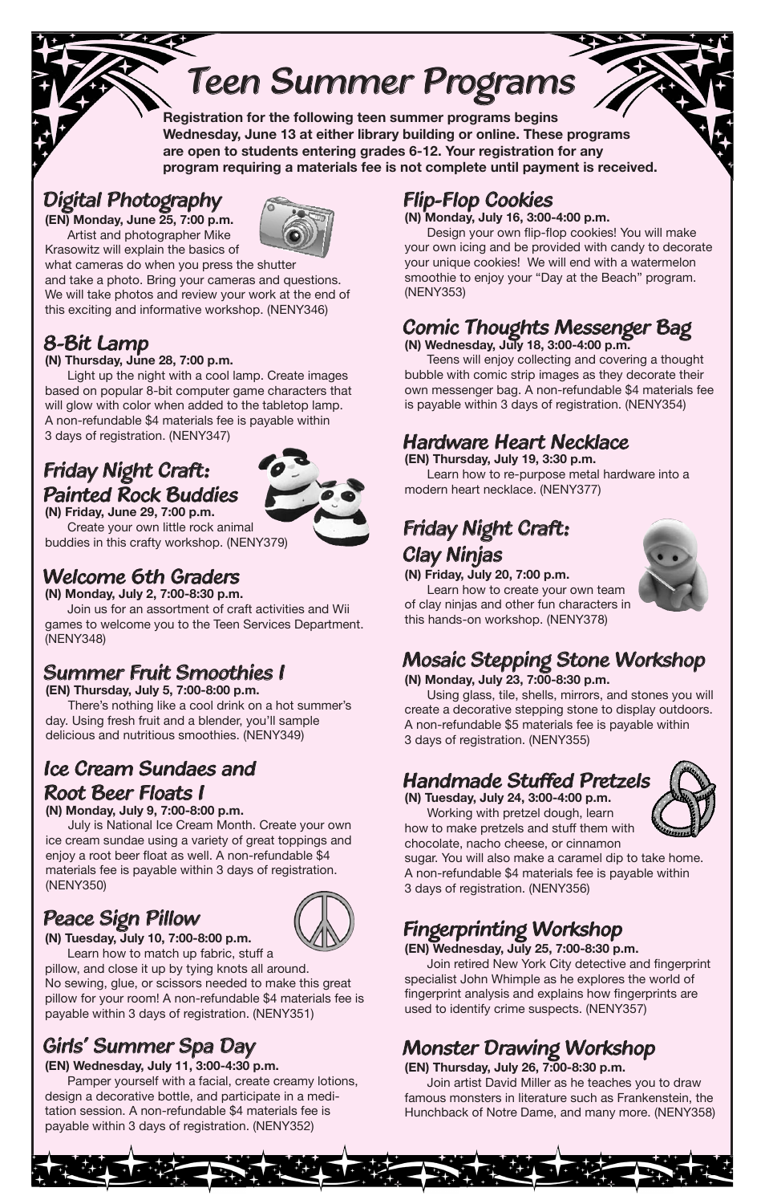# Teen Summer Programs

**Registration for the following teen summer programs begins Wednesday, June 13 at either library building or online. These programs are open to students entering grades 6-12. Your registration for any program requiring a materials fee is not complete until payment is received.**

## Digital Photography

**(EN) Monday, June 25, 7:00 p.m.**

Artist and photographer Mike Krasowitz will explain the basics of what cameras do when you press the shutter and take a photo. Bring your cameras and questions. We will take photos and review your work at the end of this exciting and informative workshop. (NENY346)

## 8-Bit Lamp

**(N) Thursday, June 28, 7:00 p.m.**

Light up the night with a cool lamp. Create images based on popular 8-bit computer game characters that will glow with color when added to the tabletop lamp. A non-refundable $4 materials fee is payable within 3 days of registration. (NENY347)

## Friday Night Craft: Painted Rock Buddies

**(N) Friday, June 29, 7:00 p.m.**

Create your own little rock animal buddies in this crafty workshop. (NENY379)

## Welcome 6th Graders

**(N) Monday, July 2, 7:00-8:30 p.m.**

Join us for an assortment of craft activities and Wii games to welcome you to the Teen Services Department. (NENY348)

## Summer Fruit Smoothies I

**(EN) Thursday, July 5, 7:00-8:00 p.m.**

There's nothing like a cool drink on a hot summer's day. Using fresh fruit and a blender, you'll sample delicious and nutritious smoothies. (NENY349)

## Ice Cream Sundaes and Root Beer Floats I

**(N) Monday, July 9, 7:00-8:00 p.m.**

July is National Ice Cream Month. Create your own ice cream sundae using a variety of great toppings and enjoy a root beer float as well. A non-refundable $4 materials fee is payable within 3 days of registration. (NENY350)

## Peace Sign Pillow

**(N) Tuesday, July 10, 7:00-8:00 p.m.**

Learn how to match up fabric, stuff a pillow, and close it up by tying knots all around. No sewing, glue, or scissors needed to make this great pillow for your room! A non-refundable $4 materials fee is payable within 3 days of registration. (NENY351)

## Girls' Summer Spa Day

**(EN) Wednesday, July 11, 3:00-4:30 p.m.**

Pamper yourself with a facial, create creamy lotions, design a decorative bottle, and participate in a meditation session. A non-refundable $4 materials fee is payable within 3 days of registration. (NENY352)

## Flip-Flop Cookies

**(N) Monday, July 16, 3:00-4:00 p.m.**

Design your own flip-flop cookies! You will make your own icing and be provided with candy to decorate your unique cookies! We will end with a watermelon smoothie to enjoy your "Day at the Beach" program. (NENY353)

## Comic Thoughts Messenger Bag

**(N) Wednesday, July 18, 3:00-4:00 p.m.**

Teens will enjoy collecting and covering a thought bubble with comic strip images as they decorate their own messenger bag. A non-refundable $4 materials fee is payable within 3 days of registration. (NENY354)

## Hardware Heart Necklace

**(EN) Thursday, July 19, 3:30 p.m.**

Learn how to re-purpose metal hardware into a modern heart necklace. (NENY377)

## Friday Night Craft: Clay Ninjas

**(N) Friday, July 20, 7:00 p.m.**

Learn how to create your own team of clay ninjas and other fun characters in this hands-on workshop. (NENY378)

## Mosaic Stepping Stone Workshop

**(N) Monday, July 23, 7:00-8:30 p.m.**

Using glass, tile, shells, mirrors, and stones you will create a decorative stepping stone to display outdoors. A non-refundable $5 materials fee is payable within 3 days of registration. (NENY355)

## Handmade Stuffed Pretzels

**(N) Tuesday, July 24, 3:00-4:00 p.m.**

Working with pretzel dough, learn how to make pretzels and stuff them with chocolate, nacho cheese, or cinnamon sugar. You will also make a caramel dip to take home. A non-refundable $4 materials fee is payable within 3 days of registration. (NENY356)

## Fingerprinting Workshop

**(EN) Wednesday, July 25, 7:00-8:30 p.m.**

Join retired New York City detective and fingerprint specialist John Whimple as he explores the world of fingerprint analysis and explains how fingerprints are used to identify crime suspects. (NENY357)

## Monster Drawing Workshop

**(EN) Thursday, July 26, 7:00-8:30 p.m.**

Join artist David Miller as he teaches you to draw famous monsters in literature such as Frankenstein, the Hunchback of Notre Dame, and many more. (NENY358)